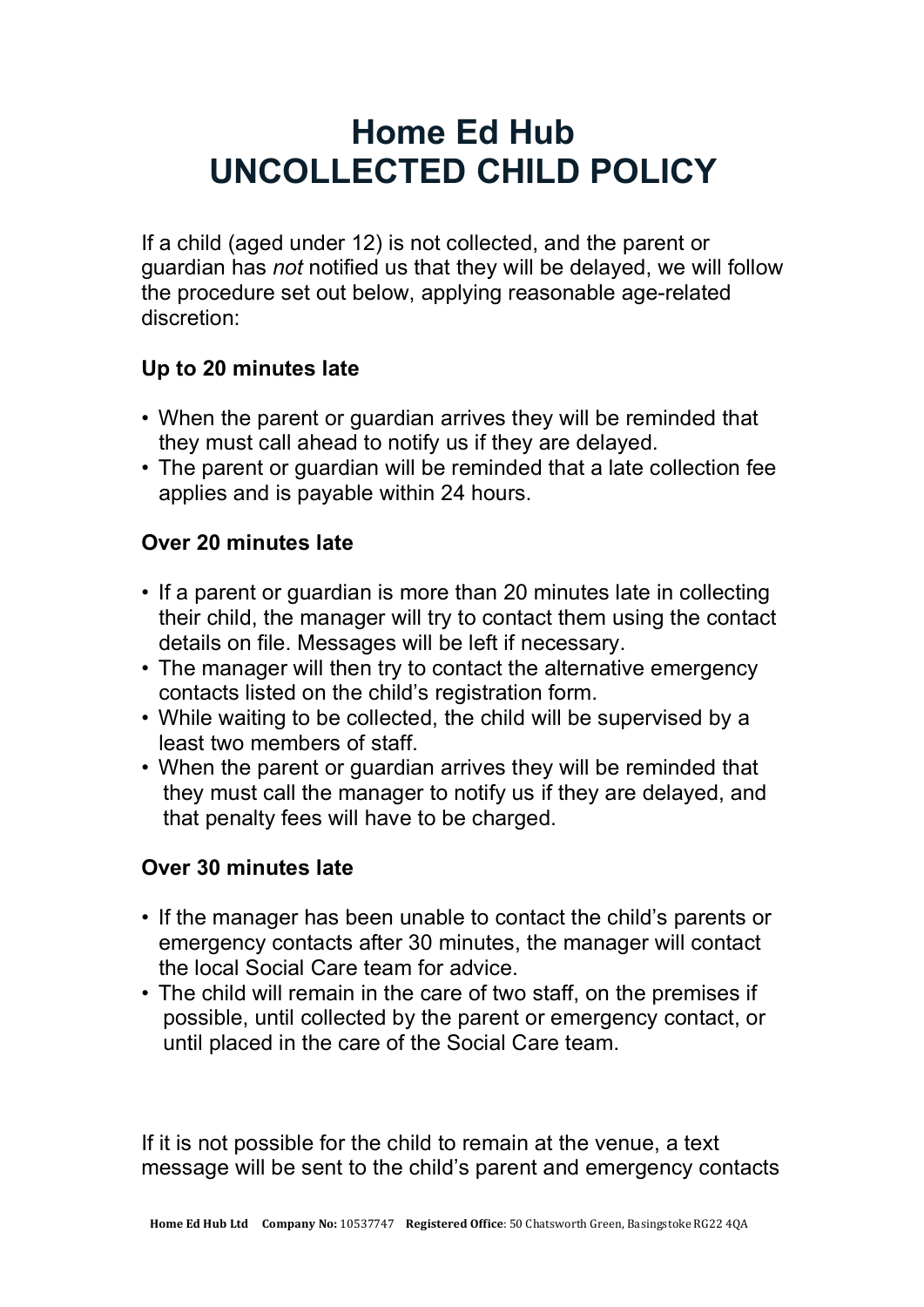# Home Ed Hub
# UNCOLLECTED CHILD POLICY

If a child (aged under 12) is not collected, and the parent or guardian has *not* notified us that they will be delayed, we will follow the procedure set out below, applying reasonable age-related discretion:

### Up to 20 minutes late

- When the parent or guardian arrives they will be reminded that they must call ahead to notify us if they are delayed.
- The parent or guardian will be reminded that a late collection fee applies and is payable within 24 hours.

### Over 20 minutes late

- If a parent or guardian is more than 20 minutes late in collecting their child, the manager will try to contact them using the contact details on file. Messages will be left if necessary.
- The manager will then try to contact the alternative emergency contacts listed on the child's registration form.
- While waiting to be collected, the child will be supervised by a least two members of staff.
- When the parent or guardian arrives they will be reminded that they must call the manager to notify us if they are delayed, and that penalty fees will have to be charged.

### Over 30 minutes late

- If the manager has been unable to contact the child's parents or emergency contacts after 30 minutes, the manager will contact the local Social Care team for advice.
- The child will remain in the care of two staff, on the premises if possible, until collected by the parent or emergency contact, or until placed in the care of the Social Care team.

If it is not possible for the child to remain at the venue, a text message will be sent to the child's parent and emergency contacts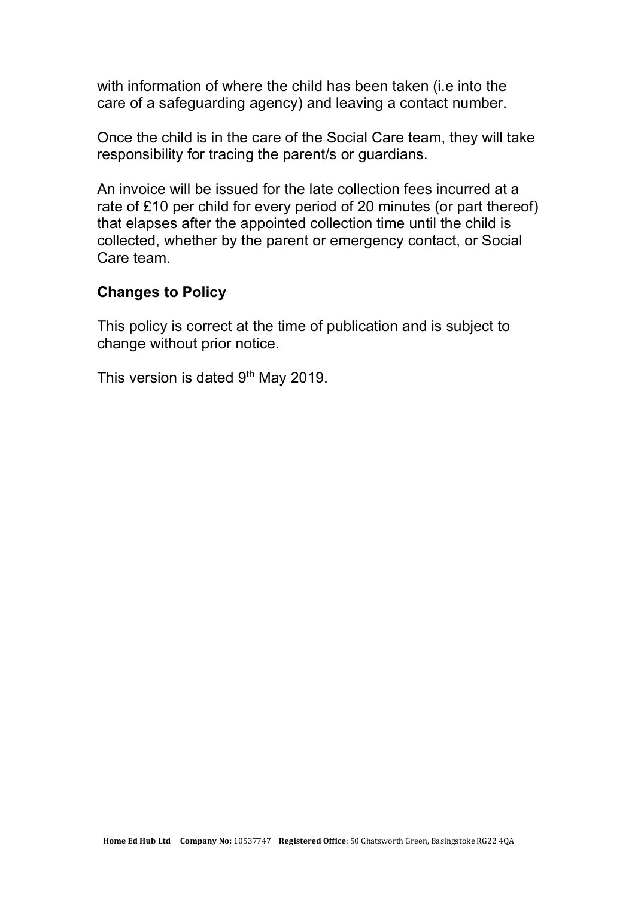with information of where the child has been taken (i.e into the care of a safeguarding agency) and leaving a contact number.

Once the child is in the care of the Social Care team, they will take responsibility for tracing the parent/s or guardians.

An invoice will be issued for the late collection fees incurred at a rate of £10 per child for every period of 20 minutes (or part thereof) that elapses after the appointed collection time until the child is collected, whether by the parent or emergency contact, or Social Care team.

## Changes to Policy

This policy is correct at the time of publication and is subject to change without prior notice.

This version is dated 9th May 2019.